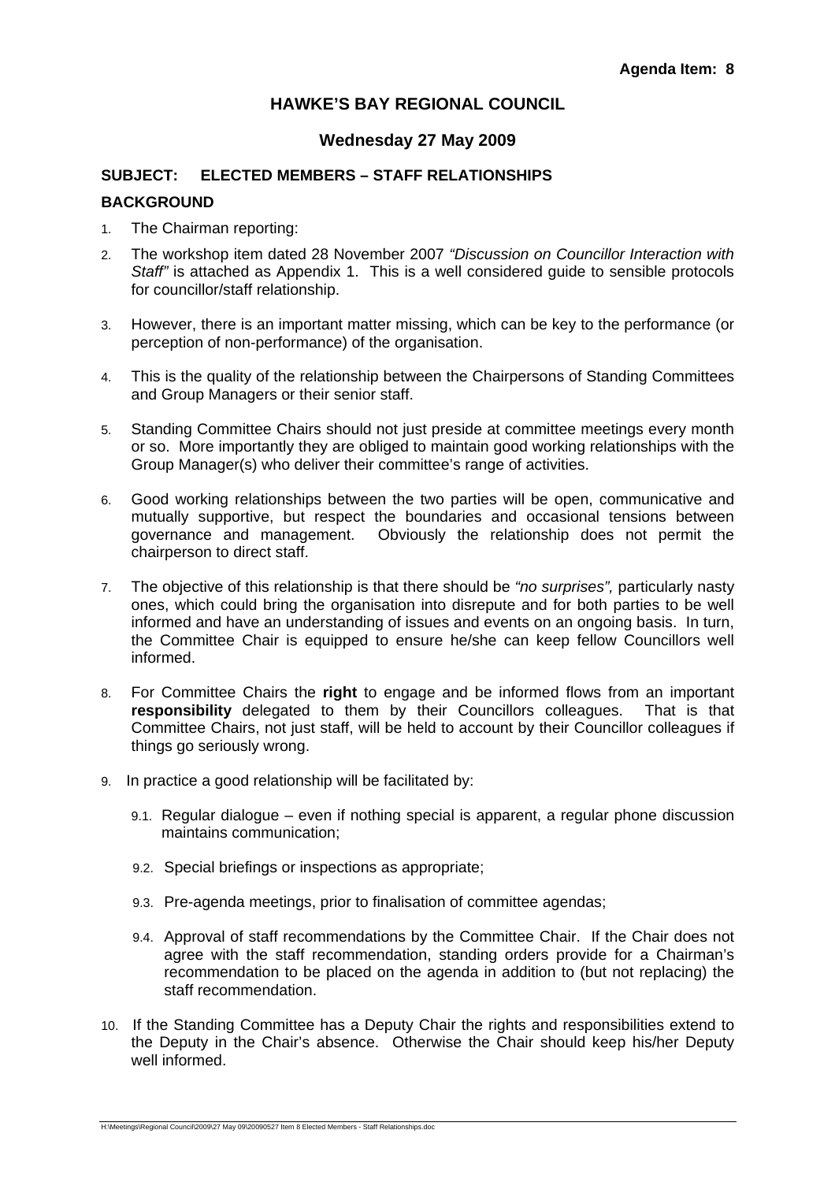**Agenda Item: 8**

# HAWKE'S BAY REGIONAL COUNCIL

## Wednesday 27 May 2009

**SUBJECT: ELECTED MEMBERS – STAFF RELATIONSHIPS**

**BACKGROUND**

1. The Chairman reporting:

2. The workshop item dated 28 November 2007 *"Discussion on Councillor Interaction with Staff"* is attached as Appendix 1. This is a well considered guide to sensible protocols for councillor/staff relationship.

3. However, there is an important matter missing, which can be key to the performance (or perception of non-performance) of the organisation.

4. This is the quality of the relationship between the Chairpersons of Standing Committees and Group Managers or their senior staff.

5. Standing Committee Chairs should not just preside at committee meetings every month or so. More importantly they are obliged to maintain good working relationships with the Group Manager(s) who deliver their committee's range of activities.

6. Good working relationships between the two parties will be open, communicative and mutually supportive, but respect the boundaries and occasional tensions between governance and management. Obviously the relationship does not permit the chairperson to direct staff.

7. The objective of this relationship is that there should be *"no surprises",* particularly nasty ones, which could bring the organisation into disrepute and for both parties to be well informed and have an understanding of issues and events on an ongoing basis. In turn, the Committee Chair is equipped to ensure he/she can keep fellow Councillors well informed.

8. For Committee Chairs the **right** to engage and be informed flows from an important **responsibility** delegated to them by their Councillors colleagues. That is that Committee Chairs, not just staff, will be held to account by their Councillor colleagues if things go seriously wrong.

9. In practice a good relationship will be facilitated by:

   9.1. Regular dialogue – even if nothing special is apparent, a regular phone discussion maintains communication;

   9.2. Special briefings or inspections as appropriate;

   9.3. Pre-agenda meetings, prior to finalisation of committee agendas;

   9.4. Approval of staff recommendations by the Committee Chair. If the Chair does not agree with the staff recommendation, standing orders provide for a Chairman's recommendation to be placed on the agenda in addition to (but not replacing) the staff recommendation.

10. If the Standing Committee has a Deputy Chair the rights and responsibilities extend to the Deputy in the Chair's absence. Otherwise the Chair should keep his/her Deputy well informed.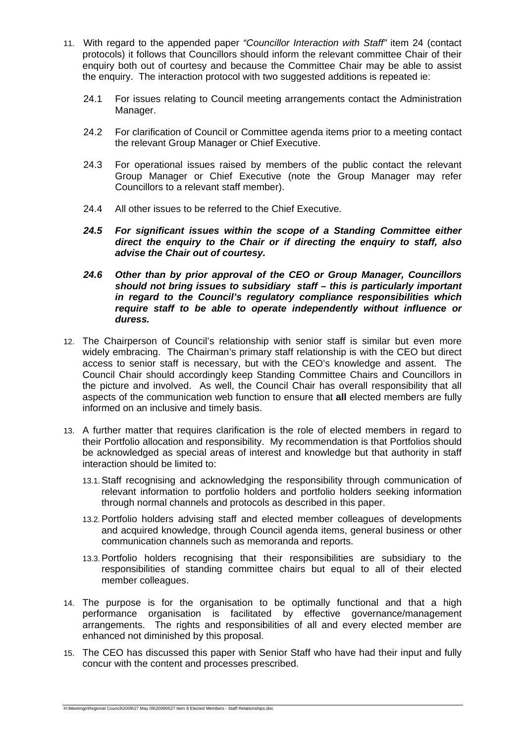11. With regard to the appended paper *"Councillor Interaction with Staff"* item 24 (contact protocols) it follows that Councillors should inform the relevant committee Chair of their enquiry both out of courtesy and because the Committee Chair may be able to assist the enquiry. The interaction protocol with two suggested additions is repeated ie:

    24.1 For issues relating to Council meeting arrangements contact the Administration Manager.

    24.2 For clarification of Council or Committee agenda items prior to a meeting contact the relevant Group Manager or Chief Executive.

    24.3 For operational issues raised by members of the public contact the relevant Group Manager or Chief Executive (note the Group Manager may refer Councillors to a relevant staff member).

    24.4 All other issues to be referred to the Chief Executive.

    ***24.5 For significant issues within the scope of a Standing Committee either direct the enquiry to the Chair or if directing the enquiry to staff, also advise the Chair out of courtesy.***

    ***24.6 Other than by prior approval of the CEO or Group Manager, Councillors should not bring issues to subsidiary staff – this is particularly important in regard to the Council's regulatory compliance responsibilities which require staff to be able to operate independently without influence or duress.***

12. The Chairperson of Council's relationship with senior staff is similar but even more widely embracing. The Chairman's primary staff relationship is with the CEO but direct access to senior staff is necessary, but with the CEO's knowledge and assent. The Council Chair should accordingly keep Standing Committee Chairs and Councillors in the picture and involved. As well, the Council Chair has overall responsibility that all aspects of the communication web function to ensure that **all** elected members are fully informed on an inclusive and timely basis.

13. A further matter that requires clarification is the role of elected members in regard to their Portfolio allocation and responsibility. My recommendation is that Portfolios should be acknowledged as special areas of interest and knowledge but that authority in staff interaction should be limited to:

    13.1. Staff recognising and acknowledging the responsibility through communication of relevant information to portfolio holders and portfolio holders seeking information through normal channels and protocols as described in this paper.

    13.2. Portfolio holders advising staff and elected member colleagues of developments and acquired knowledge, through Council agenda items, general business or other communication channels such as memoranda and reports.

    13.3. Portfolio holders recognising that their responsibilities are subsidiary to the responsibilities of standing committee chairs but equal to all of their elected member colleagues.

14. The purpose is for the organisation to be optimally functional and that a high performance organisation is facilitated by effective governance/management arrangements. The rights and responsibilities of all and every elected member are enhanced not diminished by this proposal.

15. The CEO has discussed this paper with Senior Staff who have had their input and fully concur with the content and processes prescribed.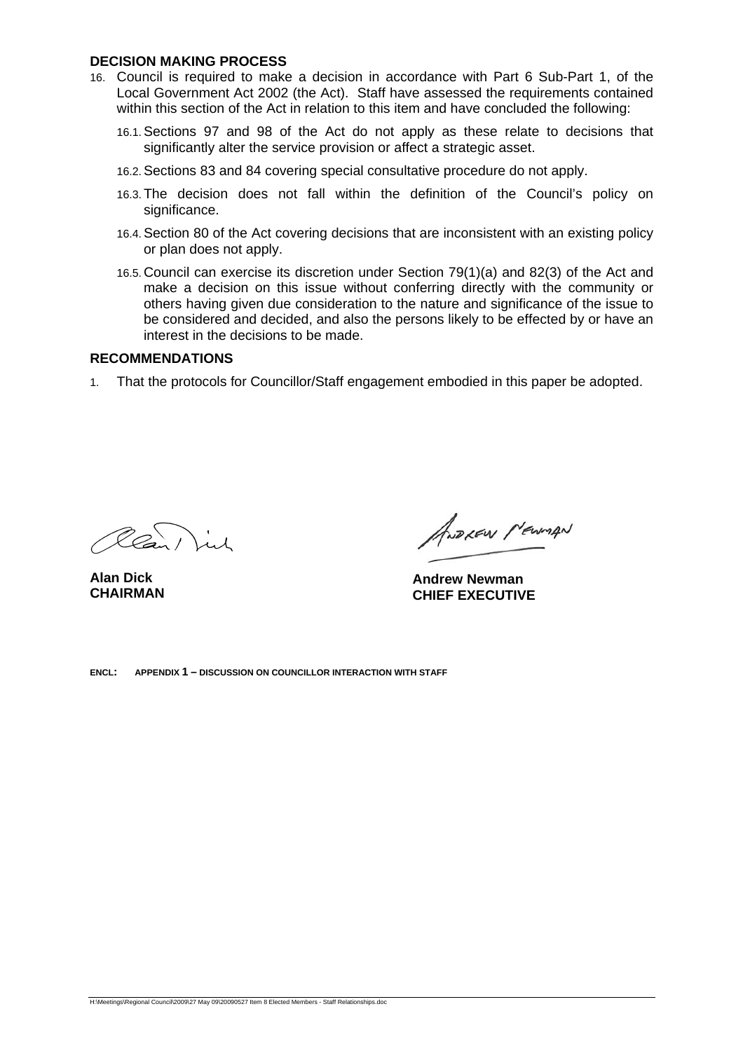## DECISION MAKING PROCESS

16. Council is required to make a decision in accordance with Part 6 Sub-Part 1, of the Local Government Act 2002 (the Act). Staff have assessed the requirements contained within this section of the Act in relation to this item and have concluded the following:

    16.1. Sections 97 and 98 of the Act do not apply as these relate to decisions that significantly alter the service provision or affect a strategic asset.

    16.2. Sections 83 and 84 covering special consultative procedure do not apply.

    16.3. The decision does not fall within the definition of the Council's policy on significance.

    16.4. Section 80 of the Act covering decisions that are inconsistent with an existing policy or plan does not apply.

    16.5. Council can exercise its discretion under Section 79(1)(a) and 82(3) of the Act and make a decision on this issue without conferring directly with the community or others having given due consideration to the nature and significance of the issue to be considered and decided, and also the persons likely to be effected by or have an interest in the decisions to be made.

## RECOMMENDATIONS

1. That the protocols for Councillor/Staff engagement embodied in this paper be adopted.

**Alan Dick**
**CHAIRMAN**

**Andrew Newman**
**CHIEF EXECUTIVE**

**ENCL: APPENDIX 1 – DISCUSSION ON COUNCILLOR INTERACTION WITH STAFF**

H:\Meetings\Regional Council\2009\27 May 09\20090527 Item 8 Elected Members - Staff Relationships.doc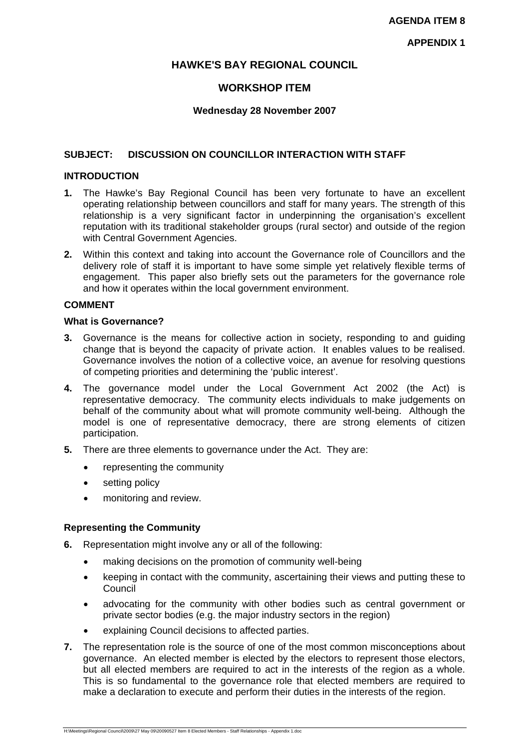**AGENDA ITEM 8**

**APPENDIX 1**

# HAWKE'S BAY REGIONAL COUNCIL

## WORKSHOP ITEM

**Wednesday 28 November 2007**

**SUBJECT: DISCUSSION ON COUNCILLOR INTERACTION WITH STAFF**

### INTRODUCTION

**1.** The Hawke's Bay Regional Council has been very fortunate to have an excellent operating relationship between councillors and staff for many years. The strength of this relationship is a very significant factor in underpinning the organisation's excellent reputation with its traditional stakeholder groups (rural sector) and outside of the region with Central Government Agencies.

**2.** Within this context and taking into account the Governance role of Councillors and the delivery role of staff it is important to have some simple yet relatively flexible terms of engagement. This paper also briefly sets out the parameters for the governance role and how it operates within the local government environment.

### COMMENT

#### What is Governance?

**3.** Governance is the means for collective action in society, responding to and guiding change that is beyond the capacity of private action. It enables values to be realised. Governance involves the notion of a collective voice, an avenue for resolving questions of competing priorities and determining the 'public interest'.

**4.** The governance model under the Local Government Act 2002 (the Act) is representative democracy. The community elects individuals to make judgements on behalf of the community about what will promote community well-being. Although the model is one of representative democracy, there are strong elements of citizen participation.

**5.** There are three elements to governance under the Act. They are:

- representing the community
- setting policy
- monitoring and review.

#### Representing the Community

**6.** Representation might involve any or all of the following:

- making decisions on the promotion of community well-being
- keeping in contact with the community, ascertaining their views and putting these to Council
- advocating for the community with other bodies such as central government or private sector bodies (e.g. the major industry sectors in the region)
- explaining Council decisions to affected parties.

**7.** The representation role is the source of one of the most common misconceptions about governance. An elected member is elected by the electors to represent those electors, but all elected members are required to act in the interests of the region as a whole. This is so fundamental to the governance role that elected members are required to make a declaration to execute and perform their duties in the interests of the region.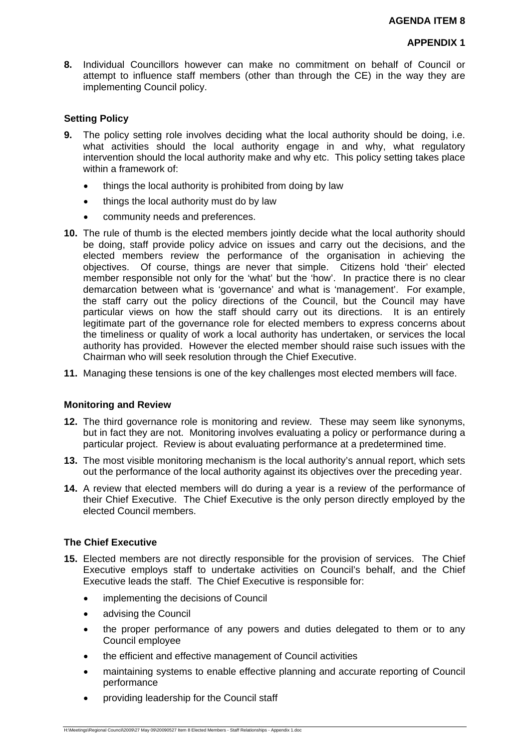**AGENDA ITEM 8**

**APPENDIX 1**

**8.** Individual Councillors however can make no commitment on behalf of Council or attempt to influence staff members (other than through the CE) in the way they are implementing Council policy.

### Setting Policy

**9.** The policy setting role involves deciding what the local authority should be doing, i.e. what activities should the local authority engage in and why, what regulatory intervention should the local authority make and why etc. This policy setting takes place within a framework of:

- things the local authority is prohibited from doing by law
- things the local authority must do by law
- community needs and preferences.

**10.** The rule of thumb is the elected members jointly decide what the local authority should be doing, staff provide policy advice on issues and carry out the decisions, and the elected members review the performance of the organisation in achieving the objectives. Of course, things are never that simple. Citizens hold 'their' elected member responsible not only for the 'what' but the 'how'. In practice there is no clear demarcation between what is 'governance' and what is 'management'. For example, the staff carry out the policy directions of the Council, but the Council may have particular views on how the staff should carry out its directions. It is an entirely legitimate part of the governance role for elected members to express concerns about the timeliness or quality of work a local authority has undertaken, or services the local authority has provided. However the elected member should raise such issues with the Chairman who will seek resolution through the Chief Executive.

**11.** Managing these tensions is one of the key challenges most elected members will face.

### Monitoring and Review

**12.** The third governance role is monitoring and review. These may seem like synonyms, but in fact they are not. Monitoring involves evaluating a policy or performance during a particular project. Review is about evaluating performance at a predetermined time.

**13.** The most visible monitoring mechanism is the local authority's annual report, which sets out the performance of the local authority against its objectives over the preceding year.

**14.** A review that elected members will do during a year is a review of the performance of their Chief Executive. The Chief Executive is the only person directly employed by the elected Council members.

### The Chief Executive

**15.** Elected members are not directly responsible for the provision of services. The Chief Executive employs staff to undertake activities on Council's behalf, and the Chief Executive leads the staff. The Chief Executive is responsible for:

- implementing the decisions of Council
- advising the Council
- the proper performance of any powers and duties delegated to them or to any Council employee
- the efficient and effective management of Council activities
- maintaining systems to enable effective planning and accurate reporting of Council performance
- providing leadership for the Council staff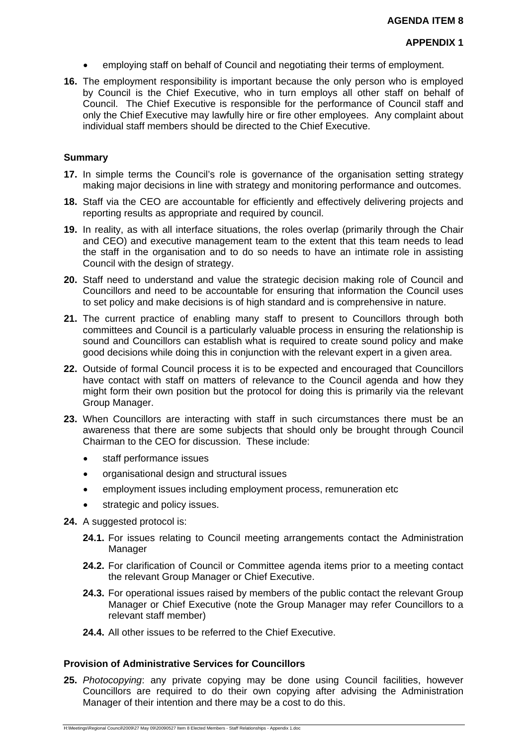- employing staff on behalf of Council and negotiating their terms of employment.

**16.** The employment responsibility is important because the only person who is employed by Council is the Chief Executive, who in turn employs all other staff on behalf of Council. The Chief Executive is responsible for the performance of Council staff and only the Chief Executive may lawfully hire or fire other employees. Any complaint about individual staff members should be directed to the Chief Executive.

**Summary**

**17.** In simple terms the Council's role is governance of the organisation setting strategy making major decisions in line with strategy and monitoring performance and outcomes.

**18.** Staff via the CEO are accountable for efficiently and effectively delivering projects and reporting results as appropriate and required by council.

**19.** In reality, as with all interface situations, the roles overlap (primarily through the Chair and CEO) and executive management team to the extent that this team needs to lead the staff in the organisation and to do so needs to have an intimate role in assisting Council with the design of strategy.

**20.** Staff need to understand and value the strategic decision making role of Council and Councillors and need to be accountable for ensuring that information the Council uses to set policy and make decisions is of high standard and is comprehensive in nature.

**21.** The current practice of enabling many staff to present to Councillors through both committees and Council is a particularly valuable process in ensuring the relationship is sound and Councillors can establish what is required to create sound policy and make good decisions while doing this in conjunction with the relevant expert in a given area.

**22.** Outside of formal Council process it is to be expected and encouraged that Councillors have contact with staff on matters of relevance to the Council agenda and how they might form their own position but the protocol for doing this is primarily via the relevant Group Manager.

**23.** When Councillors are interacting with staff in such circumstances there must be an awareness that there are some subjects that should only be brought through Council Chairman to the CEO for discussion. These include:

- staff performance issues
- organisational design and structural issues
- employment issues including employment process, remuneration etc
- strategic and policy issues.

**24.** A suggested protocol is:

**24.1.** For issues relating to Council meeting arrangements contact the Administration Manager

**24.2.** For clarification of Council or Committee agenda items prior to a meeting contact the relevant Group Manager or Chief Executive.

**24.3.** For operational issues raised by members of the public contact the relevant Group Manager or Chief Executive (note the Group Manager may refer Councillors to a relevant staff member)

**24.4.** All other issues to be referred to the Chief Executive.

**Provision of Administrative Services for Councillors**

**25.** *Photocopying*: any private copying may be done using Council facilities, however Councillors are required to do their own copying after advising the Administration Manager of their intention and there may be a cost to do this.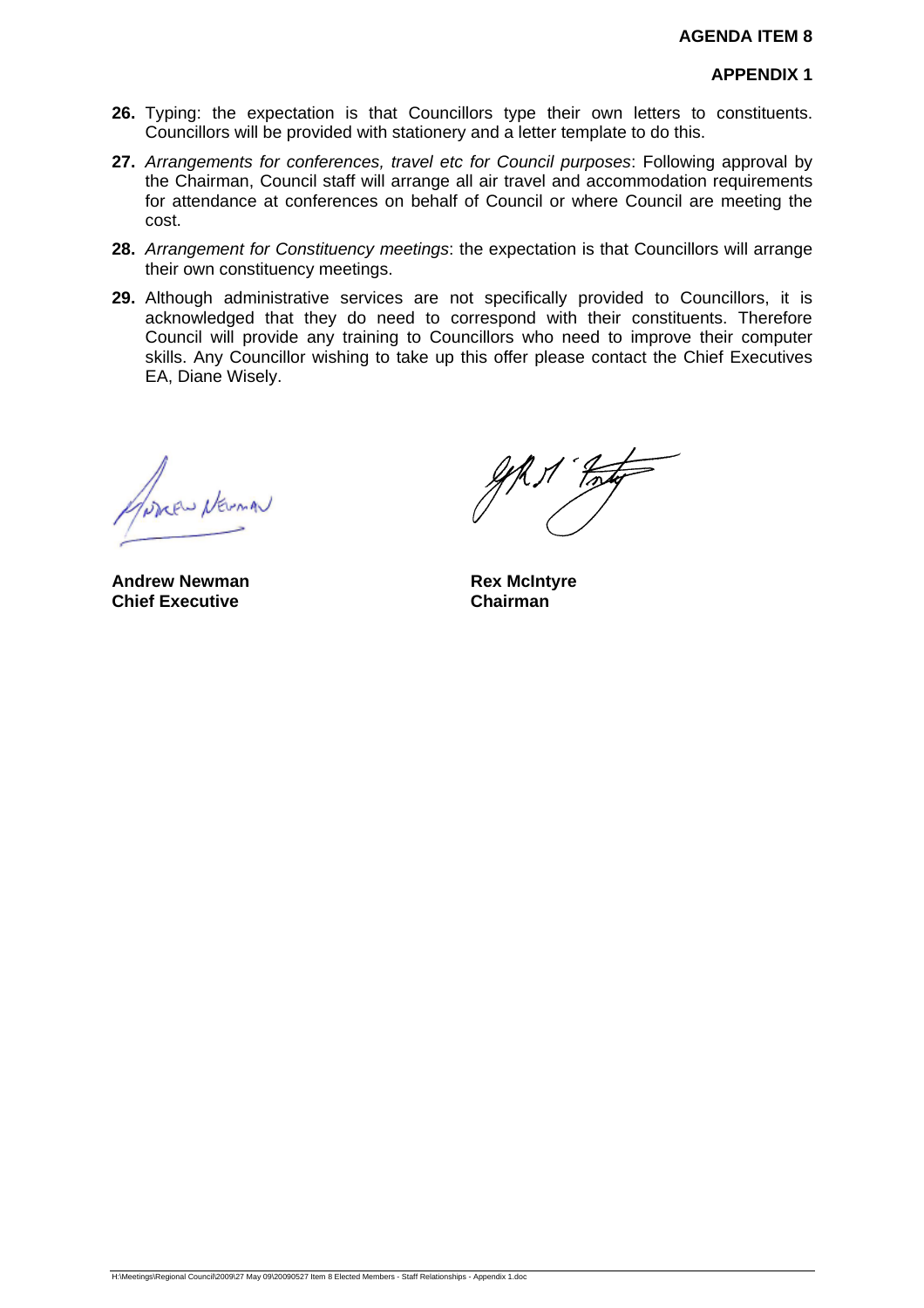**AGENDA ITEM 8**

**APPENDIX 1**

**26.** Typing: the expectation is that Councillors type their own letters to constituents. Councillors will be provided with stationery and a letter template to do this.

**27.** *Arrangements for conferences, travel etc for Council purposes*: Following approval by the Chairman, Council staff will arrange all air travel and accommodation requirements for attendance at conferences on behalf of Council or where Council are meeting the cost.

**28.** *Arrangement for Constituency meetings*: the expectation is that Councillors will arrange their own constituency meetings.

**29.** Although administrative services are not specifically provided to Councillors, it is acknowledged that they do need to correspond with their constituents. Therefore Council will provide any training to Councillors who need to improve their computer skills. Any Councillor wishing to take up this offer please contact the Chief Executives EA, Diane Wisely.

**Andrew Newman**
**Chief Executive**

**Rex McIntyre**
**Chairman**